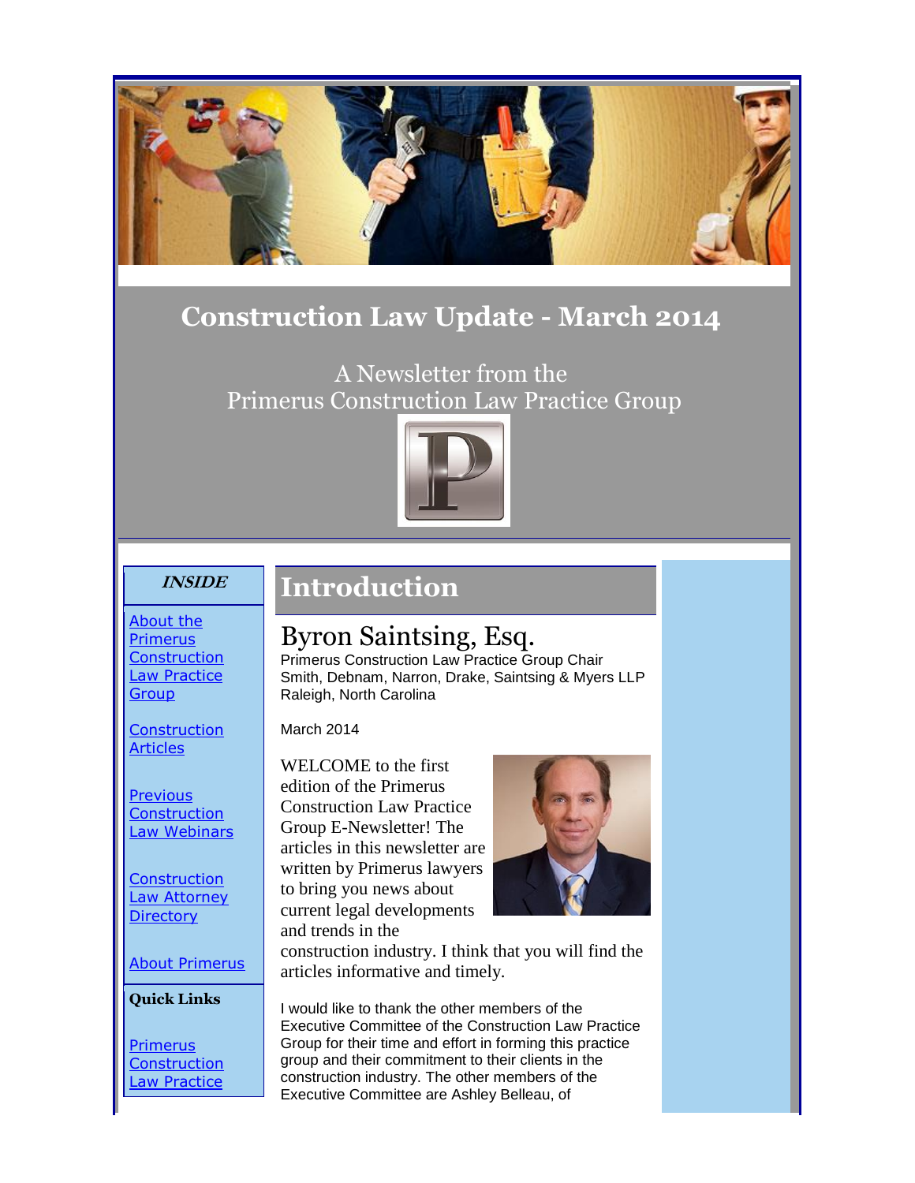# Construction Law Update - March 2014

A Newsletter from the
Primerus Construction Law Practice Group

**INSIDE**

About the Primerus Construction Law Practice Group

Construction Articles

Previous Construction Law Webinars

Construction Law Attorney Directory

About Primerus

**Quick Links**

Primerus Construction Law Practice

## Introduction

### Byron Saintsing, Esq.

Primerus Construction Law Practice Group Chair
Smith, Debnam, Narron, Drake, Saintsing & Myers LLP
Raleigh, North Carolina

March 2014

WELCOME to the first edition of the Primerus Construction Law Practice Group E-Newsletter! The articles in this newsletter are written by Primerus lawyers to bring you news about current legal developments and trends in the construction industry. I think that you will find the articles informative and timely.

I would like to thank the other members of the Executive Committee of the Construction Law Practice Group for their time and effort in forming this practice group and their commitment to their clients in the construction industry. The other members of the Executive Committee are Ashley Belleau, of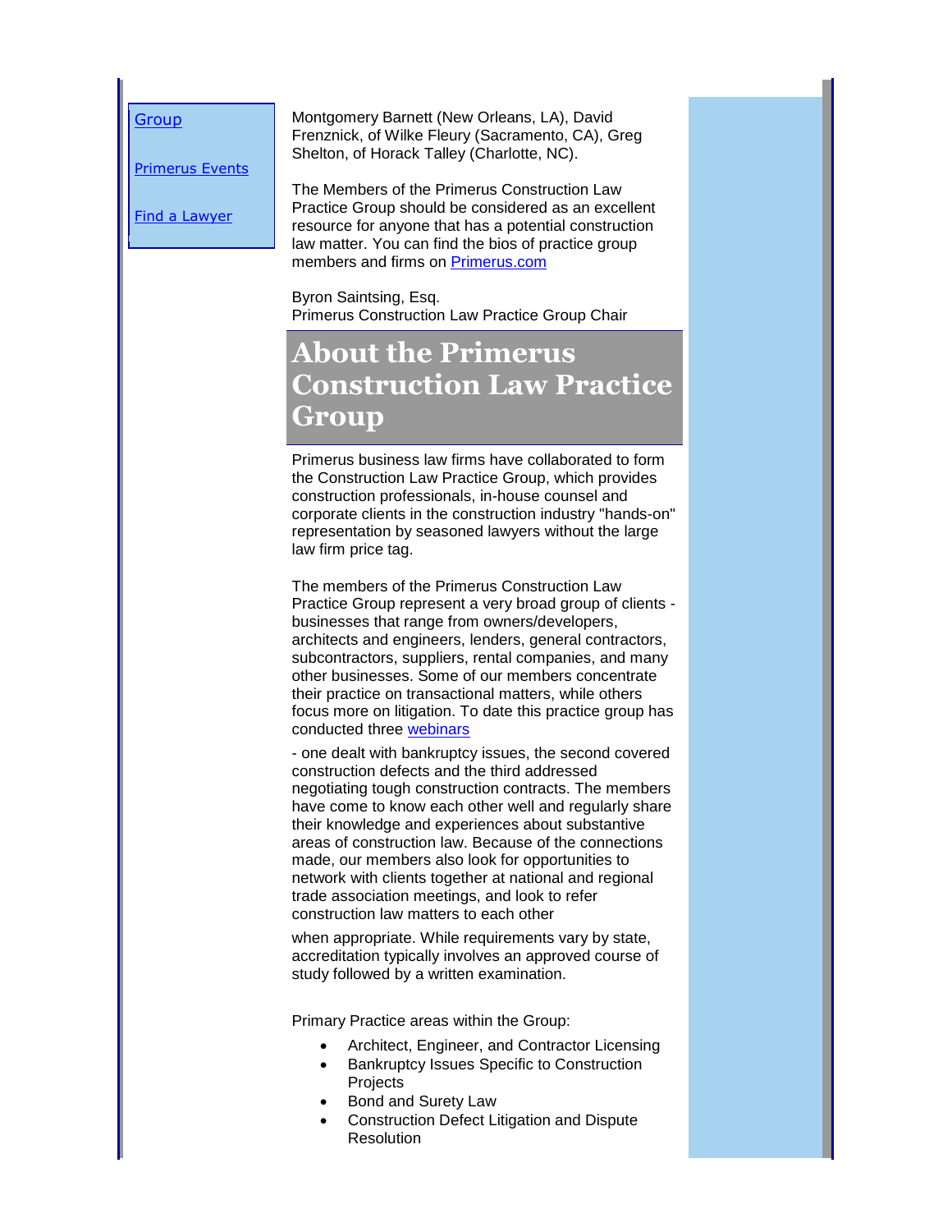[Group](#)

[Primerus Events](#)

[Find a Lawyer](#)

Montgomery Barnett (New Orleans, LA), David Frenznick, of Wilke Fleury (Sacramento, CA), Greg Shelton, of Horack Talley (Charlotte, NC).

The Members of the Primerus Construction Law Practice Group should be considered as an excellent resource for anyone that has a potential construction law matter. You can find the bios of practice group members and firms on [Primerus.com](#)

Byron Saintsing, Esq.
Primerus Construction Law Practice Group Chair

# About the Primerus Construction Law Practice Group

Primerus business law firms have collaborated to form the Construction Law Practice Group, which provides construction professionals, in-house counsel and corporate clients in the construction industry "hands-on" representation by seasoned lawyers without the large law firm price tag.

The members of the Primerus Construction Law Practice Group represent a very broad group of clients - businesses that range from owners/developers, architects and engineers, lenders, general contractors, subcontractors, suppliers, rental companies, and many other businesses. Some of our members concentrate their practice on transactional matters, while others focus more on litigation. To date this practice group has conducted three [webinars](#)

- one dealt with bankruptcy issues, the second covered construction defects and the third addressed negotiating tough construction contracts. The members have come to know each other well and regularly share their knowledge and experiences about substantive areas of construction law. Because of the connections made, our members also look for opportunities to network with clients together at national and regional trade association meetings, and look to refer construction law matters to each other

when appropriate. While requirements vary by state, accreditation typically involves an approved course of study followed by a written examination.

Primary Practice areas within the Group:

- Architect, Engineer, and Contractor Licensing
- Bankruptcy Issues Specific to Construction Projects
- Bond and Surety Law
- Construction Defect Litigation and Dispute Resolution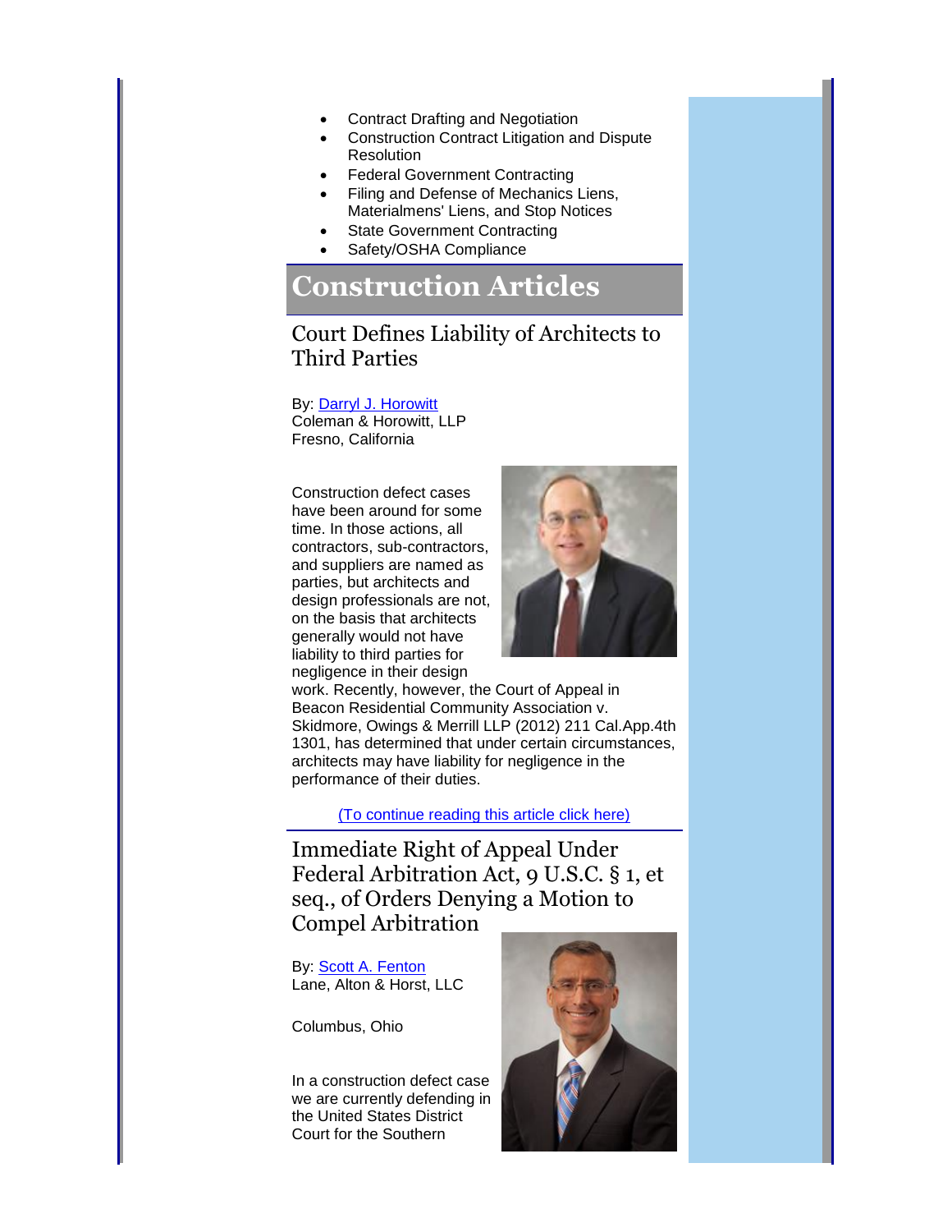- Contract Drafting and Negotiation
- Construction Contract Litigation and Dispute Resolution
- Federal Government Contracting
- Filing and Defense of Mechanics Liens, Materialmens' Liens, and Stop Notices
- State Government Contracting
- Safety/OSHA Compliance

## Construction Articles

### Court Defines Liability of Architects to Third Parties

By: Darryl J. Horowitt
Coleman & Horowitt, LLP
Fresno, California

Construction defect cases have been around for some time. In those actions, all contractors, sub-contractors, and suppliers are named as parties, but architects and design professionals are not, on the basis that architects generally would not have liability to third parties for negligence in their design work. Recently, however, the Court of Appeal in Beacon Residential Community Association v. Skidmore, Owings & Merrill LLP (2012) 211 Cal.App.4th 1301, has determined that under certain circumstances, architects may have liability for negligence in the performance of their duties.

(To continue reading this article click here)

### Immediate Right of Appeal Under Federal Arbitration Act, 9 U.S.C. § 1, et seq., of Orders Denying a Motion to Compel Arbitration

By: Scott A. Fenton
Lane, Alton & Horst, LLC

Columbus, Ohio

In a construction defect case we are currently defending in the United States District Court for the Southern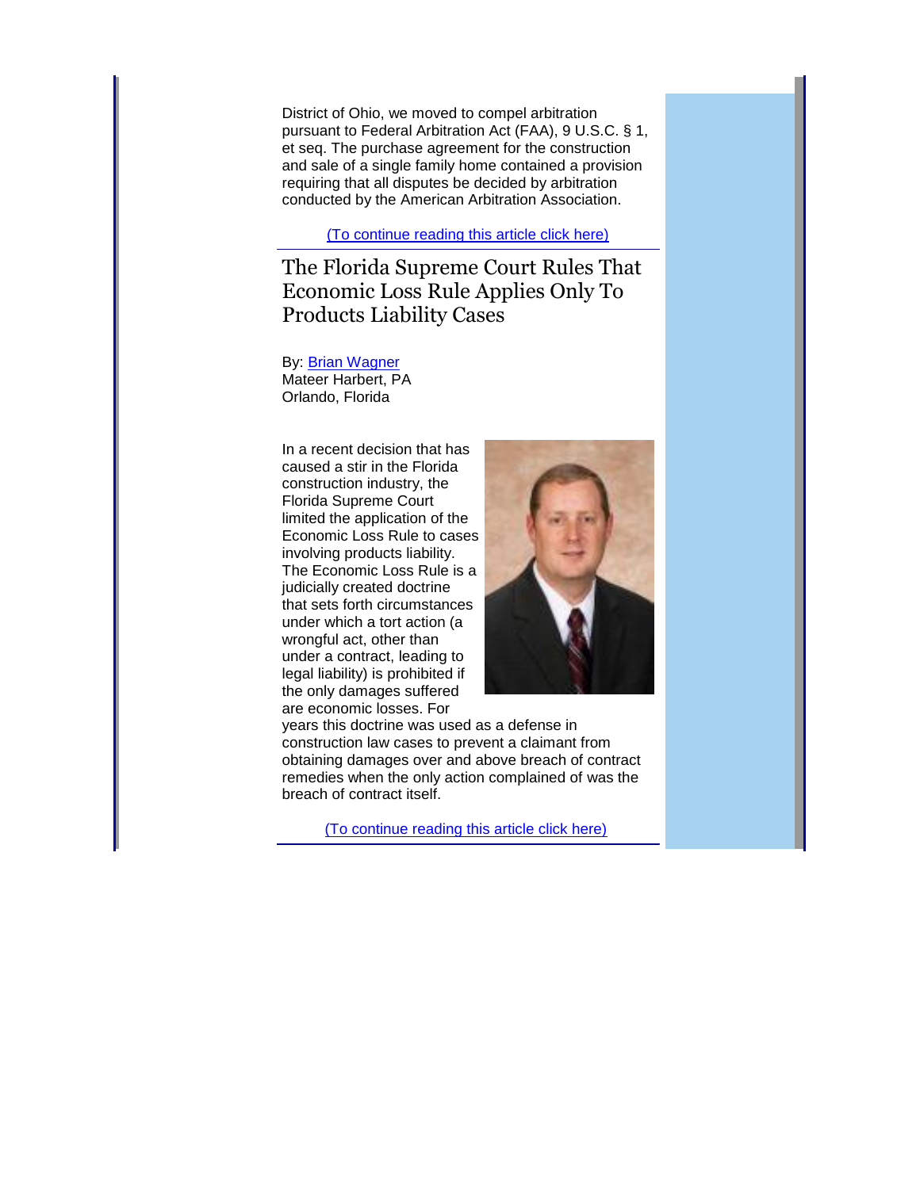District of Ohio, we moved to compel arbitration pursuant to Federal Arbitration Act (FAA), 9 U.S.C. § 1, et seq. The purchase agreement for the construction and sale of a single family home contained a provision requiring that all disputes be decided by arbitration conducted by the American Arbitration Association.

(To continue reading this article click here)

---

## The Florida Supreme Court Rules That Economic Loss Rule Applies Only To Products Liability Cases

By: Brian Wagner
Mateer Harbert, PA
Orlando, Florida

In a recent decision that has caused a stir in the Florida construction industry, the Florida Supreme Court limited the application of the Economic Loss Rule to cases involving products liability. The Economic Loss Rule is a judicially created doctrine that sets forth circumstances under which a tort action (a wrongful act, other than under a contract, leading to legal liability) is prohibited if the only damages suffered are economic losses. For years this doctrine was used as a defense in construction law cases to prevent a claimant from obtaining damages over and above breach of contract remedies when the only action complained of was the breach of contract itself.

(To continue reading this article click here)

---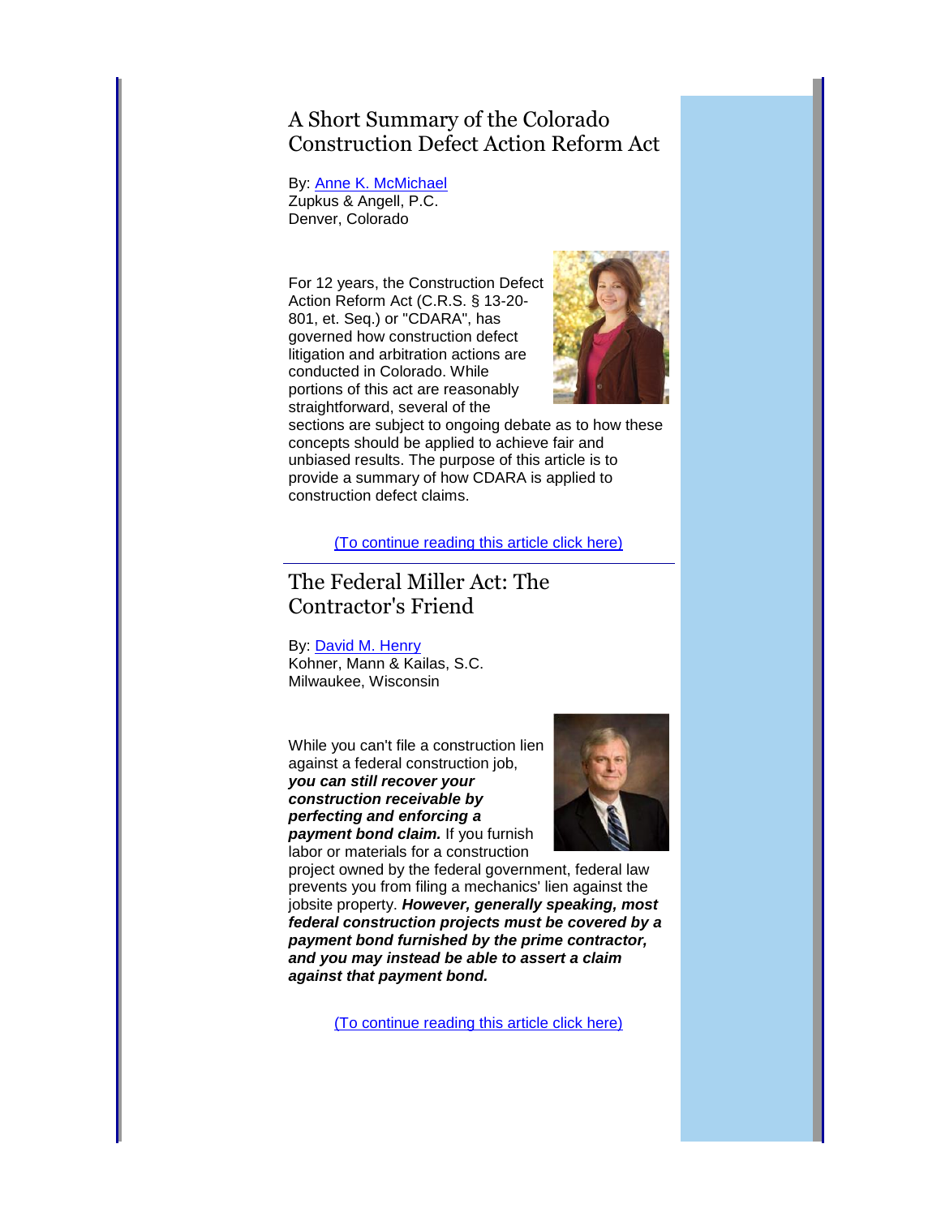## A Short Summary of the Colorado Construction Defect Action Reform Act

By: Anne K. McMichael
Zupkus & Angell, P.C.
Denver, Colorado

For 12 years, the Construction Defect Action Reform Act (C.R.S. § 13-20-801, et. Seq.) or "CDARA", has governed how construction defect litigation and arbitration actions are conducted in Colorado. While portions of this act are reasonably straightforward, several of the sections are subject to ongoing debate as to how these concepts should be applied to achieve fair and unbiased results. The purpose of this article is to provide a summary of how CDARA is applied to construction defect claims.

(To continue reading this article click here)

---

## The Federal Miller Act: The Contractor's Friend

By: David M. Henry
Kohner, Mann & Kailas, S.C.
Milwaukee, Wisconsin

While you can't file a construction lien against a federal construction job, ***you can still recover your construction receivable by perfecting and enforcing a payment bond claim.*** If you furnish labor or materials for a construction project owned by the federal government, federal law prevents you from filing a mechanics' lien against the jobsite property. ***However, generally speaking, most federal construction projects must be covered by a payment bond furnished by the prime contractor, and you may instead be able to assert a claim against that payment bond.***

(To continue reading this article click here)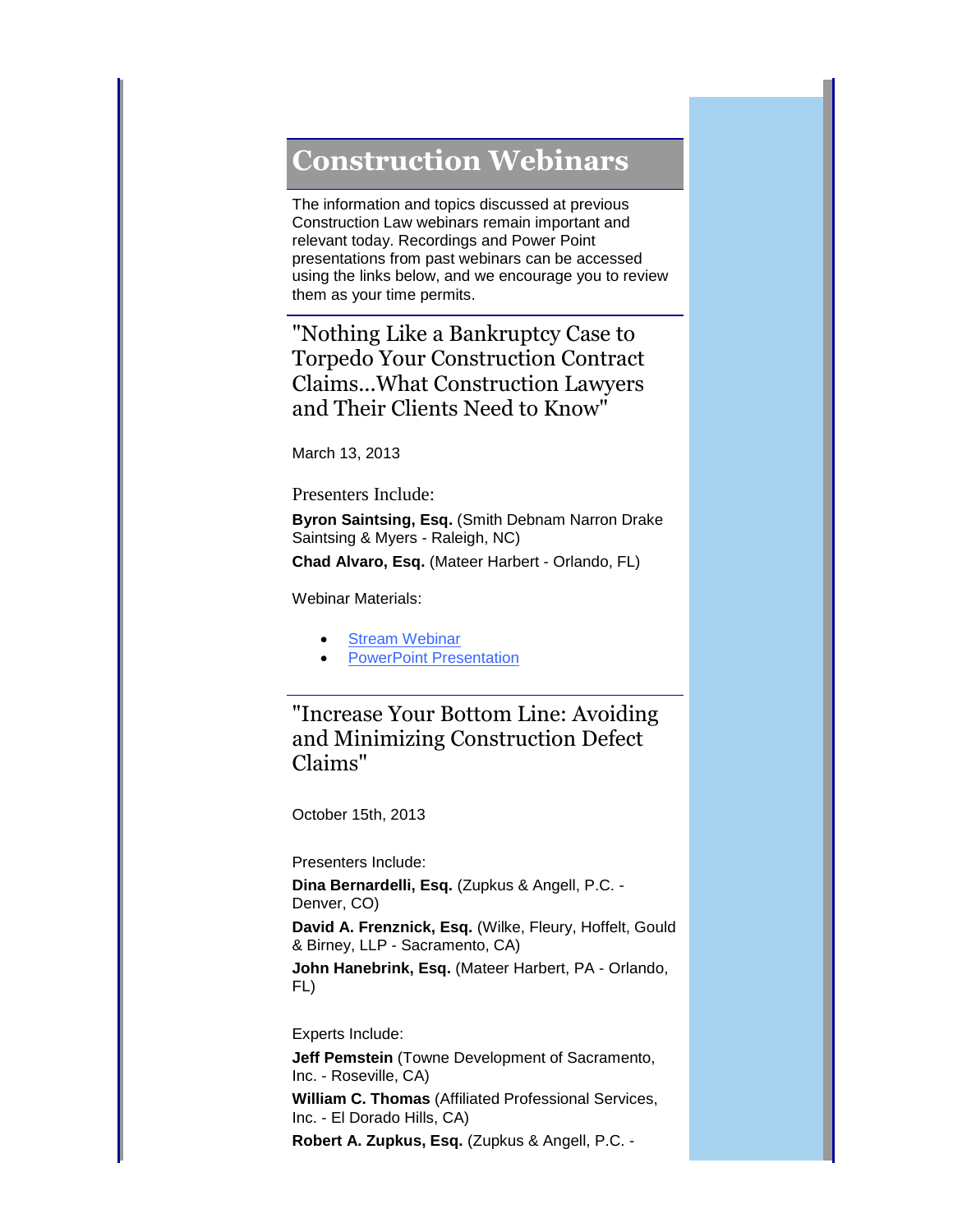# Construction Webinars

The information and topics discussed at previous Construction Law webinars remain important and relevant today. Recordings and Power Point presentations from past webinars can be accessed using the links below, and we encourage you to review them as your time permits.

## "Nothing Like a Bankruptcy Case to Torpedo Your Construction Contract Claims...What Construction Lawyers and Their Clients Need to Know"

March 13, 2013

Presenters Include:

**Byron Saintsing, Esq.** (Smith Debnam Narron Drake Saintsing & Myers - Raleigh, NC)

**Chad Alvaro, Esq.** (Mateer Harbert - Orlando, FL)

Webinar Materials:

- Stream Webinar
- PowerPoint Presentation

## "Increase Your Bottom Line: Avoiding and Minimizing Construction Defect Claims"

October 15th, 2013

Presenters Include:

**Dina Bernardelli, Esq.** (Zupkus & Angell, P.C. - Denver, CO)

**David A. Frenznick, Esq.** (Wilke, Fleury, Hoffelt, Gould & Birney, LLP - Sacramento, CA)

**John Hanebrink, Esq.** (Mateer Harbert, PA - Orlando, FL)

Experts Include:

**Jeff Pemstein** (Towne Development of Sacramento, Inc. - Roseville, CA)

**William C. Thomas** (Affiliated Professional Services, Inc. - El Dorado Hills, CA)

**Robert A. Zupkus, Esq.** (Zupkus & Angell, P.C. -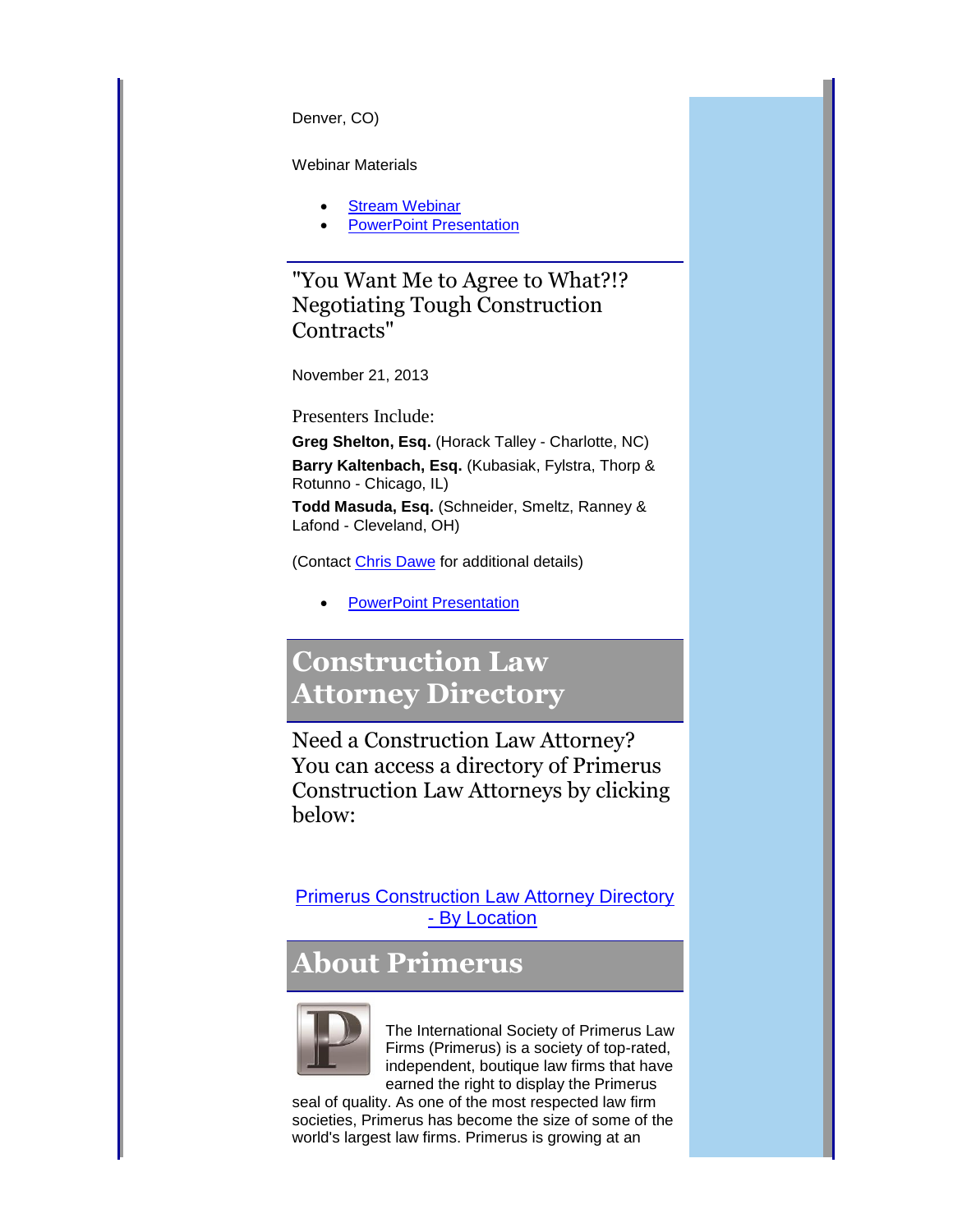Denver, CO)

Webinar Materials

- Stream Webinar
- PowerPoint Presentation

### "You Want Me to Agree to What?!? Negotiating Tough Construction Contracts"

November 21, 2013

Presenters Include:

**Greg Shelton, Esq.** (Horack Talley - Charlotte, NC)

**Barry Kaltenbach, Esq.** (Kubasiak, Fylstra, Thorp & Rotunno - Chicago, IL)

**Todd Masuda, Esq.** (Schneider, Smeltz, Ranney & Lafond - Cleveland, OH)

(Contact Chris Dawe for additional details)

- PowerPoint Presentation

## Construction Law Attorney Directory

### Need a Construction Law Attorney? You can access a directory of Primerus Construction Law Attorneys by clicking below:

Primerus Construction Law Attorney Directory - By Location

## About Primerus

The International Society of Primerus Law Firms (Primerus) is a society of top-rated, independent, boutique law firms that have earned the right to display the Primerus seal of quality. As one of the most respected law firm societies, Primerus has become the size of some of the world's largest law firms. Primerus is growing at an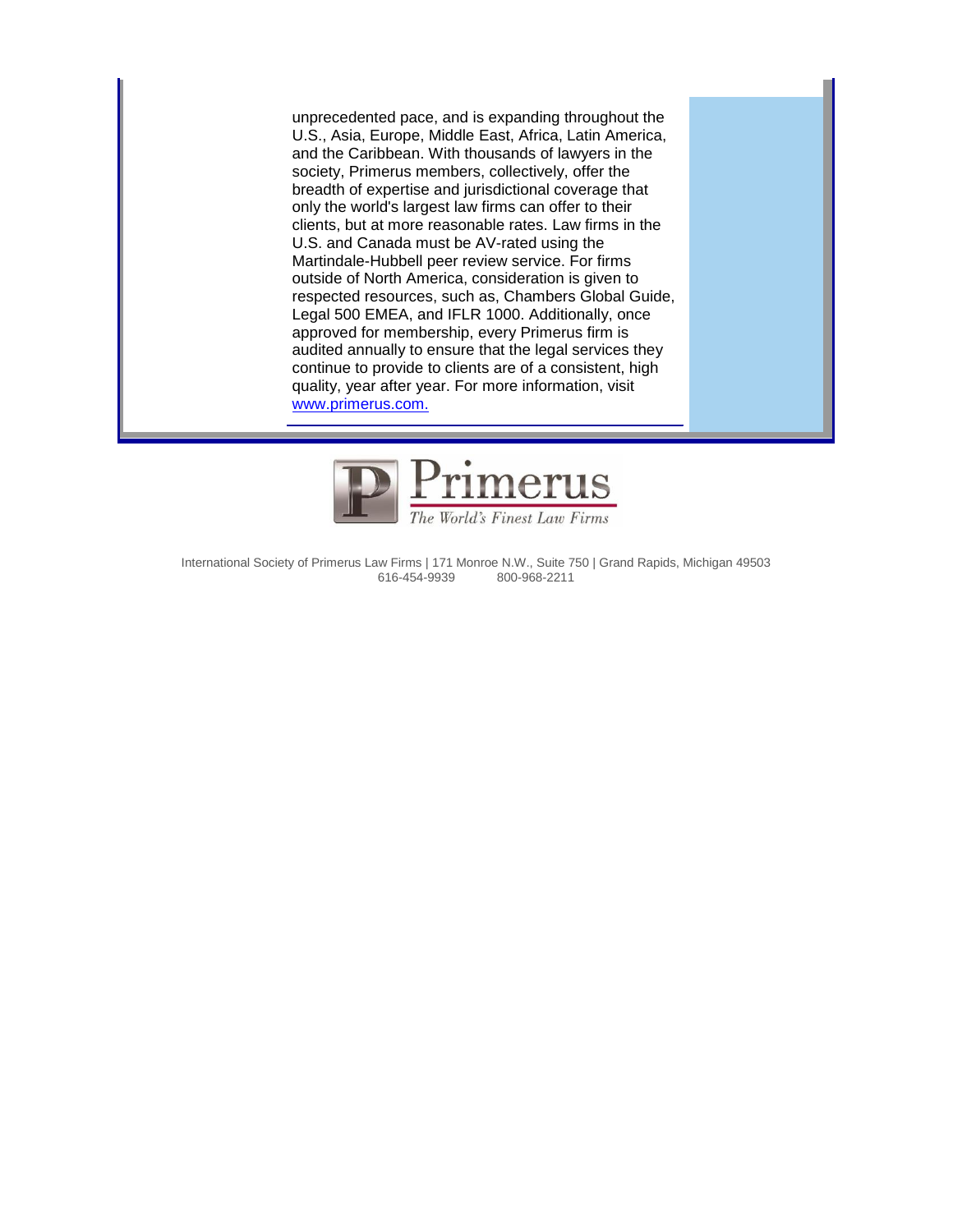unprecedented pace, and is expanding throughout the U.S., Asia, Europe, Middle East, Africa, Latin America, and the Caribbean. With thousands of lawyers in the society, Primerus members, collectively, offer the breadth of expertise and jurisdictional coverage that only the world's largest law firms can offer to their clients, but at more reasonable rates. Law firms in the U.S. and Canada must be AV-rated using the Martindale-Hubbell peer review service. For firms outside of North America, consideration is given to respected resources, such as, Chambers Global Guide, Legal 500 EMEA, and IFLR 1000. Additionally, once approved for membership, every Primerus firm is audited annually to ensure that the legal services they continue to provide to clients are of a consistent, high quality, year after year. For more information, visit [www.primerus.com.](http://www.primerus.com)

Primerus
*The World's Finest Law Firms*

International Society of Primerus Law Firms | 171 Monroe N.W., Suite 750 | Grand Rapids, Michigan 49503
616-454-9939 800-968-2211